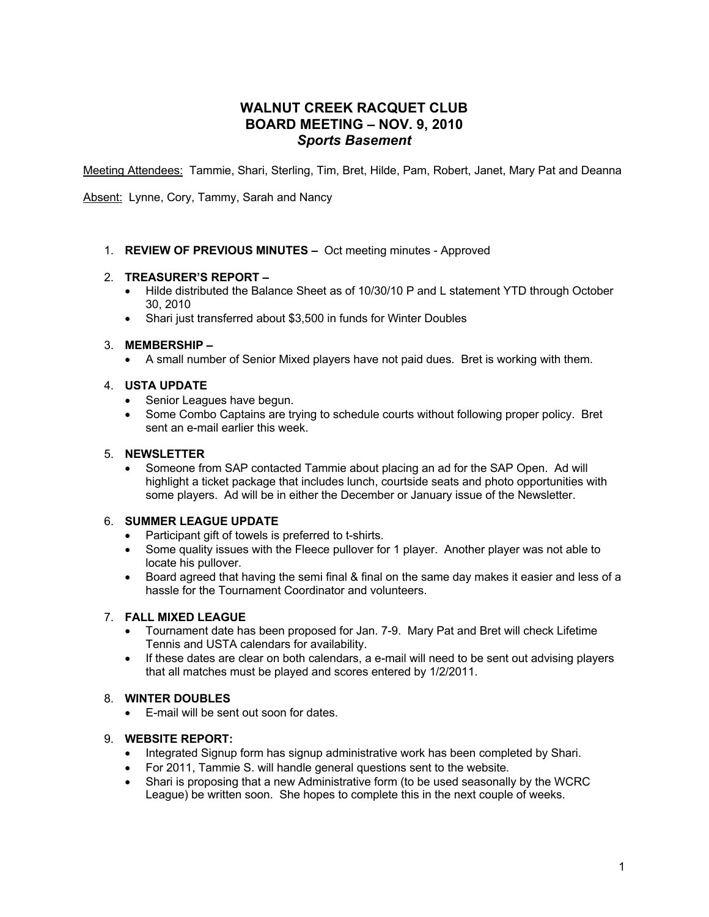# WALNUT CREEK RACQUET CLUB
# BOARD MEETING – NOV. 9, 2010
## *Sports Basement*

Meeting Attendees: Tammie, Shari, Sterling, Tim, Bret, Hilde, Pam, Robert, Janet, Mary Pat and Deanna

Absent: Lynne, Cory, Tammy, Sarah and Nancy

1. **REVIEW OF PREVIOUS MINUTES –** Oct meeting minutes - Approved

2. **TREASURER'S REPORT –**
   - Hilde distributed the Balance Sheet as of 10/30/10 P and L statement YTD through October 30, 2010
   - Shari just transferred about $3,500 in funds for Winter Doubles

3. **MEMBERSHIP –**
   - A small number of Senior Mixed players have not paid dues. Bret is working with them.

4. **USTA UPDATE**
   - Senior Leagues have begun.
   - Some Combo Captains are trying to schedule courts without following proper policy. Bret sent an e-mail earlier this week.

5. **NEWSLETTER**
   - Someone from SAP contacted Tammie about placing an ad for the SAP Open. Ad will highlight a ticket package that includes lunch, courtside seats and photo opportunities with some players. Ad will be in either the December or January issue of the Newsletter.

6. **SUMMER LEAGUE UPDATE**
   - Participant gift of towels is preferred to t-shirts.
   - Some quality issues with the Fleece pullover for 1 player. Another player was not able to locate his pullover.
   - Board agreed that having the semi final & final on the same day makes it easier and less of a hassle for the Tournament Coordinator and volunteers.

7. **FALL MIXED LEAGUE**
   - Tournament date has been proposed for Jan. 7-9. Mary Pat and Bret will check Lifetime Tennis and USTA calendars for availability.
   - If these dates are clear on both calendars, a e-mail will need to be sent out advising players that all matches must be played and scores entered by 1/2/2011.

8. **WINTER DOUBLES**
   - E-mail will be sent out soon for dates.

9. **WEBSITE REPORT:**
   - Integrated Signup form has signup administrative work has been completed by Shari.
   - For 2011, Tammie S. will handle general questions sent to the website.
   - Shari is proposing that a new Administrative form (to be used seasonally by the WCRC League) be written soon. She hopes to complete this in the next couple of weeks.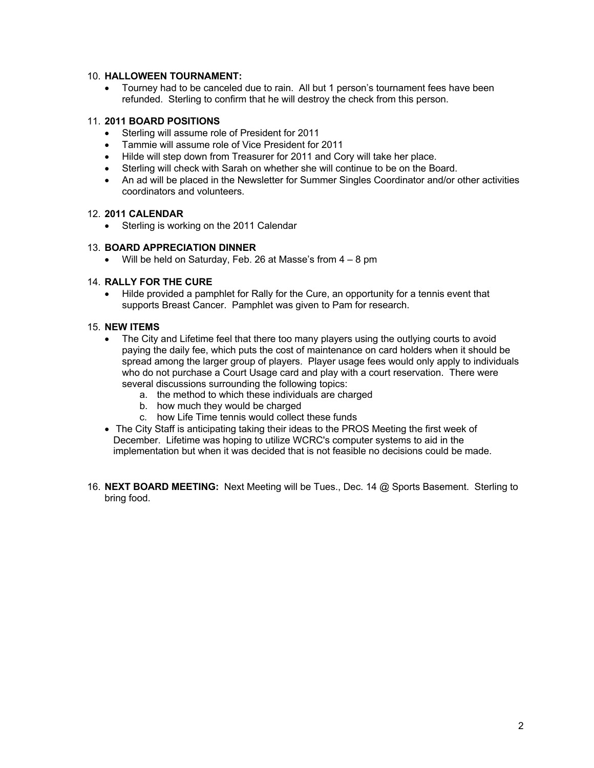10. **HALLOWEEN TOURNAMENT:**
    - Tourney had to be canceled due to rain. All but 1 person's tournament fees have been refunded. Sterling to confirm that he will destroy the check from this person.

11. **2011 BOARD POSITIONS**
    - Sterling will assume role of President for 2011
    - Tammie will assume role of Vice President for 2011
    - Hilde will step down from Treasurer for 2011 and Cory will take her place.
    - Sterling will check with Sarah on whether she will continue to be on the Board.
    - An ad will be placed in the Newsletter for Summer Singles Coordinator and/or other activities coordinators and volunteers.

12. **2011 CALENDAR**
    - Sterling is working on the 2011 Calendar

13. **BOARD APPRECIATION DINNER**
    - Will be held on Saturday, Feb. 26 at Masse's from 4 – 8 pm

14. **RALLY FOR THE CURE**
    - Hilde provided a pamphlet for Rally for the Cure, an opportunity for a tennis event that supports Breast Cancer. Pamphlet was given to Pam for research.

15. **NEW ITEMS**
    - The City and Lifetime feel that there too many players using the outlying courts to avoid paying the daily fee, which puts the cost of maintenance on card holders when it should be spread among the larger group of players. Player usage fees would only apply to individuals who do not purchase a Court Usage card and play with a court reservation. There were several discussions surrounding the following topics:
        a. the method to which these individuals are charged
        b. how much they would be charged
        c. how Life Time tennis would collect these funds
    - The City Staff is anticipating taking their ideas to the PROS Meeting the first week of December. Lifetime was hoping to utilize WCRC's computer systems to aid in the implementation but when it was decided that is not feasible no decisions could be made.

16. **NEXT BOARD MEETING:** Next Meeting will be Tues., Dec. 14 @ Sports Basement. Sterling to bring food.